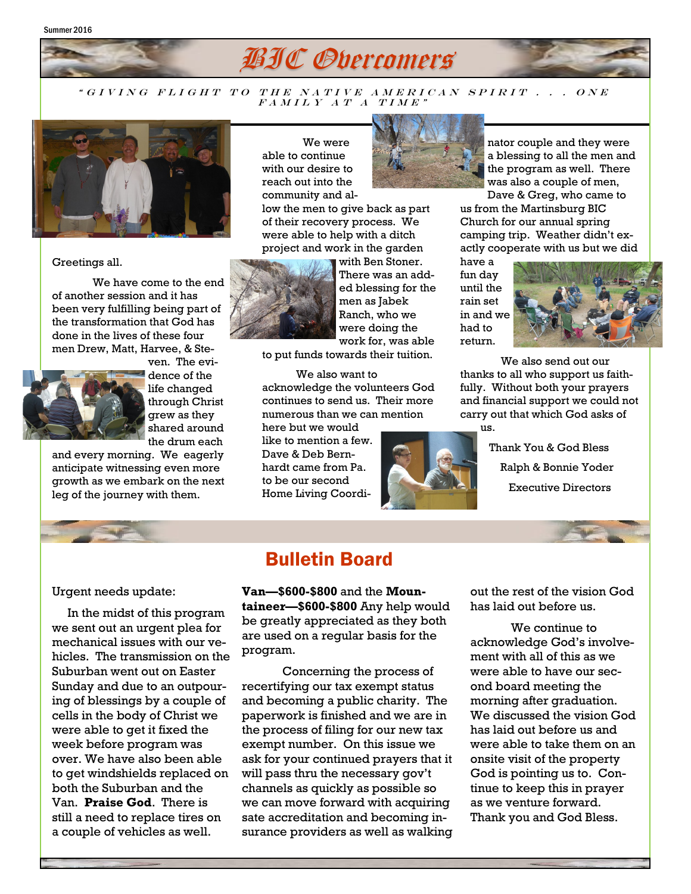Summer 2016

# BIC Overcomers

*"GIVING FLIGHT TO THE NATIVE AMERICAN SPIRIT . . . ONE FAMILY AT A TIME"*

Greetings all.

We have come to the end of another session and it has been very fulfilling being part of the transformation that God has done in the lives of these four men Drew, Matt, Harvee, & Steven. The evidence of the life changed through Christ grew as they shared around the drum each and every morning. We eagerly anticipate witnessing even more growth as we embark on the next leg of the journey with them.

We were able to continue with our desire to reach out into the community and allow the men to give back as part of their recovery process. We were able to help with a ditch project and work in the garden with Ben Stoner. There was an added blessing for the men as Jabek Ranch, who we were doing the work for, was able to put funds towards their tuition.

We also want to acknowledge the volunteers God continues to send us. Their more numerous than we can mention here but we would like to mention a few. Dave & Deb Bernhardt came from Pa. to be our second Home Living Coordinator couple and they were a blessing to all the men and the program as well. There was also a couple of men, Dave & Greg, who came to us from the Martinsburg BIC Church for our annual spring camping trip. Weather didn't exactly cooperate with us but we did have a fun day until the rain set in and we had to return.

We also send out our thanks to all who support us faithfully. Without both your prayers and financial support we could not carry out that which God asks of us.

Thank You & God Bless

Ralph & Bonnie Yoder

Executive Directors

## Bulletin Board

Urgent needs update:

In the midst of this program we sent out an urgent plea for mechanical issues with our vehicles. The transmission on the Suburban went out on Easter Sunday and due to an outpouring of blessings by a couple of cells in the body of Christ we were able to get it fixed the week before program was over. We have also been able to get windshields replaced on both the Suburban and the Van. **Praise God**. There is still a need to replace tires on a couple of vehicles as well. **Van—$600-$800** and the **Mountaineer—$600-$800** Any help would be greatly appreciated as they both are used on a regular basis for the program.

Concerning the process of recertifying our tax exempt status and becoming a public charity. The paperwork is finished and we are in the process of filing for our new tax exempt number. On this issue we ask for your continued prayers that it will pass thru the necessary gov't channels as quickly as possible so we can move forward with acquiring sate accreditation and becoming insurance providers as well as walking out the rest of the vision God has laid out before us.

We continue to acknowledge God's involvement with all of this as we were able to have our second board meeting the morning after graduation. We discussed the vision God has laid out before us and were able to take them on an onsite visit of the property God is pointing us to. Continue to keep this in prayer as we venture forward. Thank you and God Bless.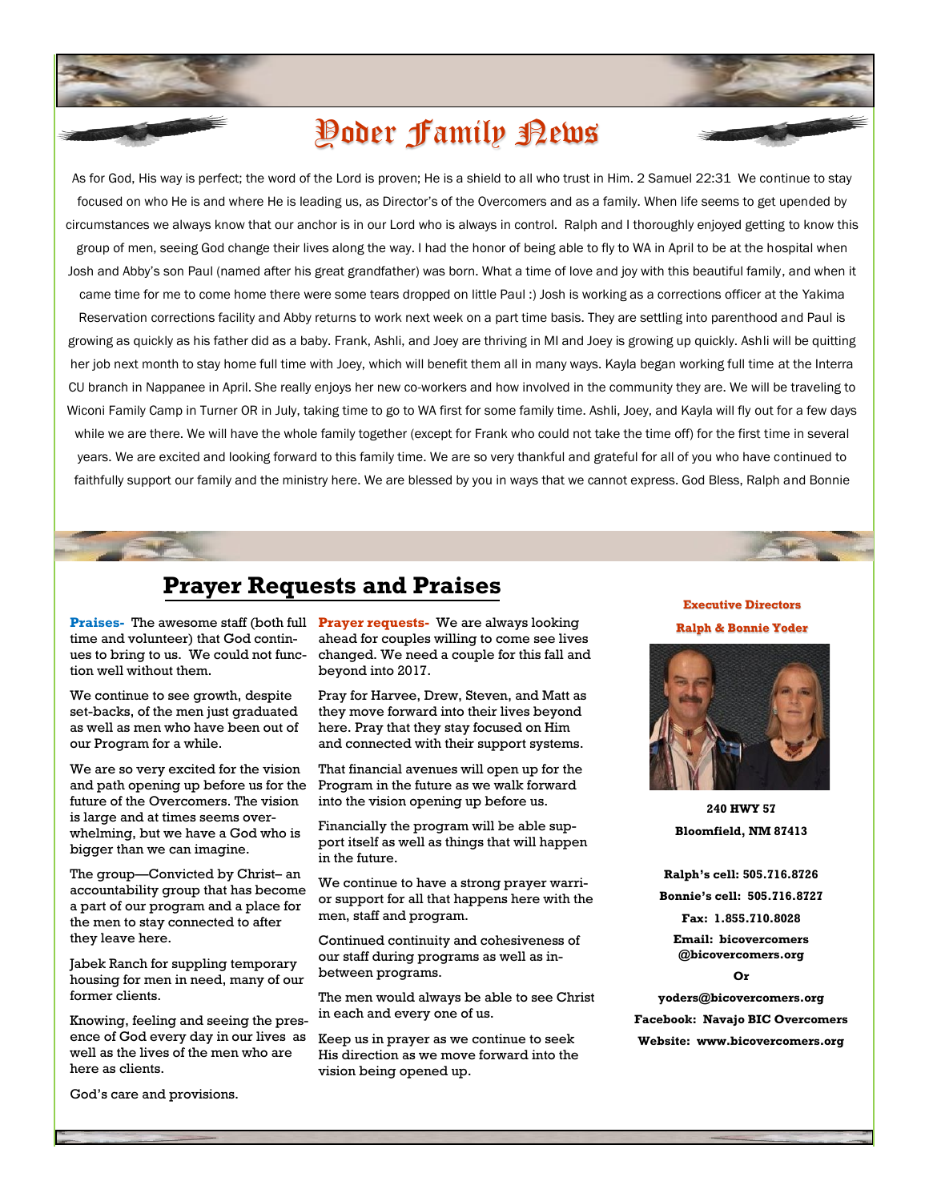# Yoder Family News

As for God, His way is perfect; the word of the Lord is proven; He is a shield to all who trust in Him. 2 Samuel 22:31 We continue to stay focused on who He is and where He is leading us, as Director's of the Overcomers and as a family. When life seems to get upended by circumstances we always know that our anchor is in our Lord who is always in control. Ralph and I thoroughly enjoyed getting to know this group of men, seeing God change their lives along the way. I had the honor of being able to fly to WA in April to be at the hospital when Josh and Abby's son Paul (named after his great grandfather) was born. What a time of love and joy with this beautiful family, and when it came time for me to come home there were some tears dropped on little Paul :) Josh is working as a corrections officer at the Yakima Reservation corrections facility and Abby returns to work next week on a part time basis. They are settling into parenthood and Paul is growing as quickly as his father did as a baby. Frank, Ashli, and Joey are thriving in MI and Joey is growing up quickly. Ashli will be quitting her job next month to stay home full time with Joey, which will benefit them all in many ways. Kayla began working full time at the Interra CU branch in Nappanee in April. She really enjoys her new co-workers and how involved in the community they are. We will be traveling to Wiconi Family Camp in Turner OR in July, taking time to go to WA first for some family time. Ashli, Joey, and Kayla will fly out for a few days while we are there. We will have the whole family together (except for Frank who could not take the time off) for the first time in several years. We are excited and looking forward to this family time. We are so very thankful and grateful for all of you who have continued to faithfully support our family and the ministry here. We are blessed by you in ways that we cannot express. God Bless, Ralph and Bonnie

## Prayer Requests and Praises

**Praises-** The awesome staff (both full time and volunteer) that God continues to bring to us. We could not function well without them.

We continue to see growth, despite set-backs, of the men just graduated as well as men who have been out of our Program for a while.

We are so very excited for the vision and path opening up before us for the future of the Overcomers. The vision is large and at times seems overwhelming, but we have a God who is bigger than we can imagine.

The group—Convicted by Christ– an accountability group that has become a part of our program and a place for the men to stay connected to after they leave here.

Jabek Ranch for suppling temporary housing for men in need, many of our former clients.

Knowing, feeling and seeing the presence of God every day in our lives as well as the lives of the men who are here as clients.

God's care and provisions.

**Prayer requests-** We are always looking ahead for couples willing to come see lives changed. We need a couple for this fall and beyond into 2017.

Pray for Harvee, Drew, Steven, and Matt as they move forward into their lives beyond here. Pray that they stay focused on Him and connected with their support systems.

That financial avenues will open up for the Program in the future as we walk forward into the vision opening up before us.

Financially the program will be able support itself as well as things that will happen in the future.

We continue to have a strong prayer warrior support for all that happens here with the men, staff and program.

Continued continuity and cohesiveness of our staff during programs as well as in-between programs.

The men would always be able to see Christ in each and every one of us.

Keep us in prayer as we continue to seek His direction as we move forward into the vision being opened up.

**Executive Directors**

**Ralph & Bonnie Yoder**

**240 HWY 57**

**Bloomfield, NM 87413**

**Ralph's cell: 505.716.8726**

**Bonnie's cell: 505.716.8727**

**Fax: 1.855.710.8028**

**Email: bicovercomers @bicovercomers.org**

**Or**

**yoders@bicovercomers.org**

**Facebook: Navajo BIC Overcomers**

**Website: www.bicovercomers.org**